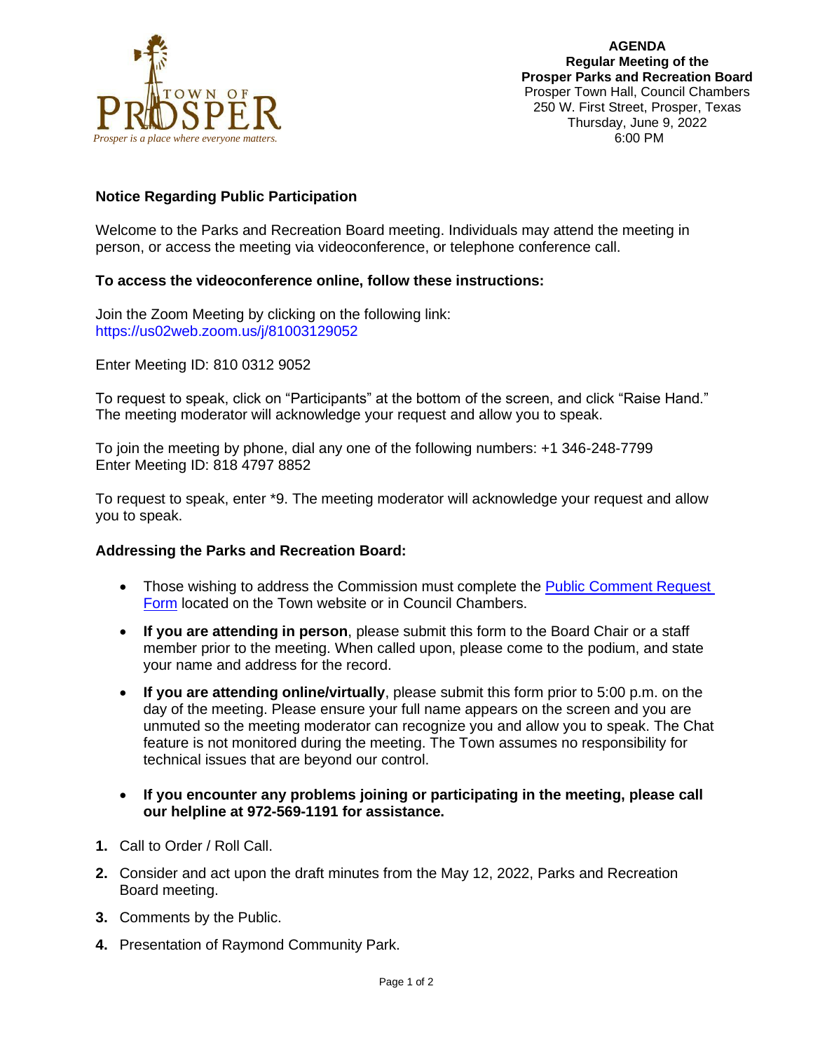TOWN OF PROSPER

*Prosper is a place where everyone matters.*

**AGENDA**
**Regular Meeting of the**
**Prosper Parks and Recreation Board**
Prosper Town Hall, Council Chambers
250 W. First Street, Prosper, Texas
Thursday, June 9, 2022
6:00 PM

### Notice Regarding Public Participation

Welcome to the Parks and Recreation Board meeting. Individuals may attend the meeting in person, or access the meeting via videoconference, or telephone conference call.

### To access the videoconference online, follow these instructions:

Join the Zoom Meeting by clicking on the following link:
https://us02web.zoom.us/j/81003129052

Enter Meeting ID: 810 0312 9052

To request to speak, click on "Participants" at the bottom of the screen, and click "Raise Hand." The meeting moderator will acknowledge your request and allow you to speak.

To join the meeting by phone, dial any one of the following numbers: +1 346-248-7799
Enter Meeting ID: 818 4797 8852

To request to speak, enter *9. The meeting moderator will acknowledge your request and allow you to speak.

### Addressing the Parks and Recreation Board:

- Those wishing to address the Commission must complete the Public Comment Request Form located on the Town website or in Council Chambers.
- **If you are attending in person**, please submit this form to the Board Chair or a staff member prior to the meeting. When called upon, please come to the podium, and state your name and address for the record.
- **If you are attending online/virtually**, please submit this form prior to 5:00 p.m. on the day of the meeting. Please ensure your full name appears on the screen and you are unmuted so the meeting moderator can recognize you and allow you to speak. The Chat feature is not monitored during the meeting. The Town assumes no responsibility for technical issues that are beyond our control.
- **If you encounter any problems joining or participating in the meeting, please call our helpline at 972-569-1191 for assistance.**

1. Call to Order / Roll Call.
2. Consider and act upon the draft minutes from the May 12, 2022, Parks and Recreation Board meeting.
3. Comments by the Public.
4. Presentation of Raymond Community Park.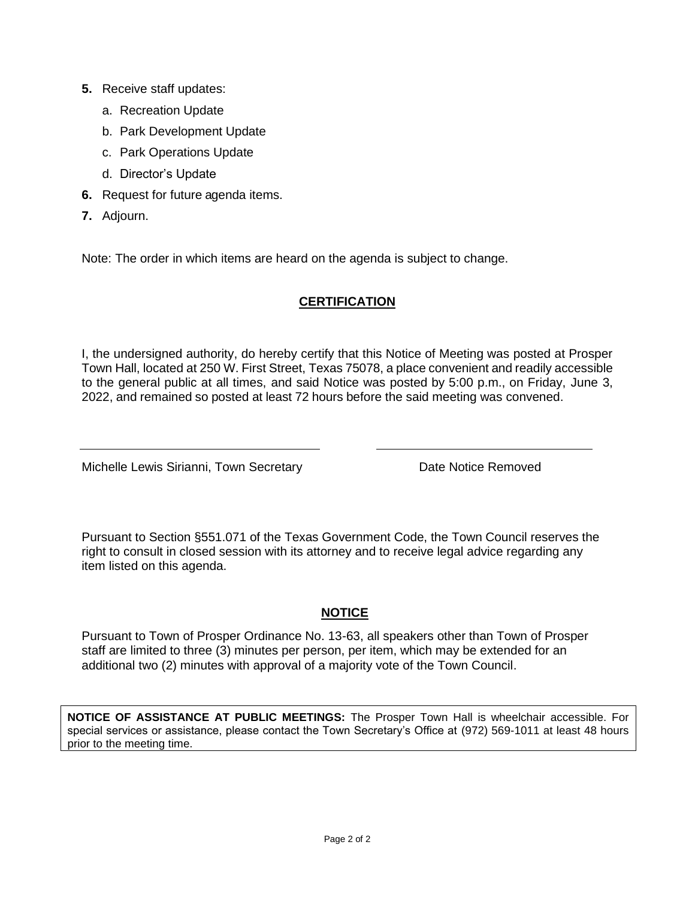**5.** Receive staff updates:

a. Recreation Update

b. Park Development Update

c. Park Operations Update

d. Director's Update

**6.** Request for future agenda items.

**7.** Adjourn.

Note: The order in which items are heard on the agenda is subject to change.

## CERTIFICATION

I, the undersigned authority, do hereby certify that this Notice of Meeting was posted at Prosper Town Hall, located at 250 W. First Street, Texas 75078, a place convenient and readily accessible to the general public at all times, and said Notice was posted by 5:00 p.m., on Friday, June 3, 2022, and remained so posted at least 72 hours before the said meeting was convened.

\_\_\_\_\_\_\_\_\_\_\_\_\_\_\_\_\_\_\_\_\_\_\_\_\_\_\_\_\_\_\_\_\_\_ \_\_\_\_\_\_\_\_\_\_\_\_\_\_\_\_\_\_\_\_\_\_\_\_\_\_\_\_\_\_

Michelle Lewis Sirianni, Town Secretary Date Notice Removed

Pursuant to Section §551.071 of the Texas Government Code, the Town Council reserves the right to consult in closed session with its attorney and to receive legal advice regarding any item listed on this agenda.

## NOTICE

Pursuant to Town of Prosper Ordinance No. 13-63, all speakers other than Town of Prosper staff are limited to three (3) minutes per person, per item, which may be extended for an additional two (2) minutes with approval of a majority vote of the Town Council.

**NOTICE OF ASSISTANCE AT PUBLIC MEETINGS:** The Prosper Town Hall is wheelchair accessible. For special services or assistance, please contact the Town Secretary's Office at (972) 569-1011 at least 48 hours prior to the meeting time.